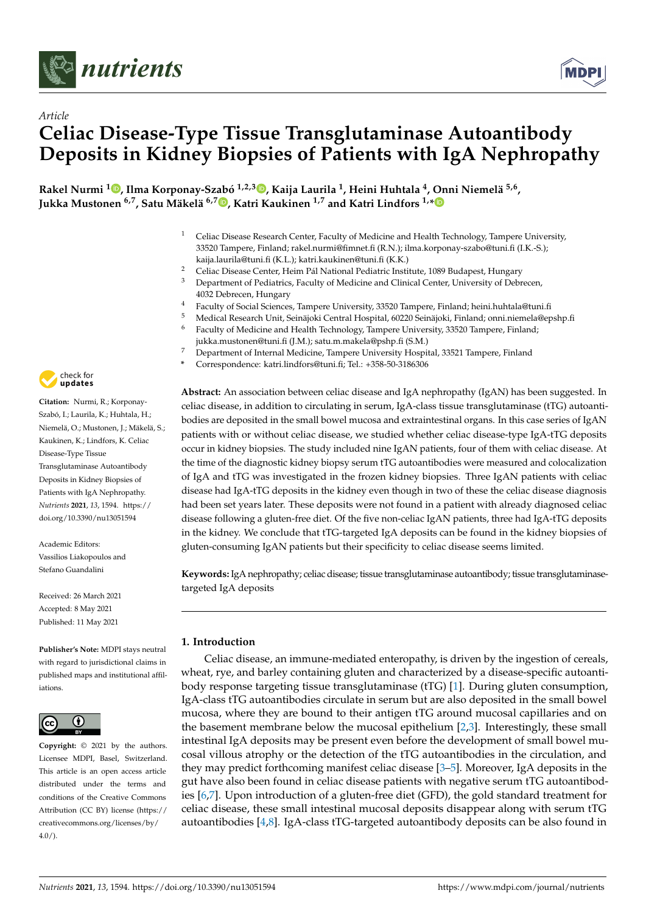*Article*

# Celiac Disease-Type Tissue Transglutaminase Autoantibody Deposits in Kidney Biopsies of Patients with IgA Nephropathy

**Rakel Nurmi [1], Ilma Korponay-Szabó [1,2,3], Kaija Laurila [1], Heini Huhtala [4], Onni Niemelä [5,6], Jukka Mustonen [6,7], Satu Mäkelä [6,7], Katri Kaukinen [1,7] and Katri Lindfors [1,*]**

[1] Celiac Disease Research Center, Faculty of Medicine and Health Technology, Tampere University, 33520 Tampere, Finland; rakel.nurmi@fimnet.fi (R.N.); ilma.korponay-szabo@tuni.fi (I.K.-S.); kaija.laurila@tuni.fi (K.L.); katri.kaukinen@tuni.fi (K.K.)

[2] Celiac Disease Center, Heim Pál National Pediatric Institute, 1089 Budapest, Hungary

[3] Department of Pediatrics, Faculty of Medicine and Clinical Center, University of Debrecen, 4032 Debrecen, Hungary

[4] Faculty of Social Sciences, Tampere University, 33520 Tampere, Finland; heini.huhtala@tuni.fi

[5] Medical Research Unit, Seinäjoki Central Hospital, 60220 Seinäjoki, Finland; onni.niemela@epshp.fi

[6] Faculty of Medicine and Health Technology, Tampere University, 33520 Tampere, Finland; jukka.mustonen@tuni.fi (J.M.); satu.m.makela@pshp.fi (S.M.)

[7] Department of Internal Medicine, Tampere University Hospital, 33521 Tampere, Finland

* Correspondence: katri.lindfors@tuni.fi; Tel.: +358-50-3186306

**Citation:** Nurmi, R.; Korponay-Szabó, I.; Laurila, K.; Huhtala, H.; Niemelä, O.; Mustonen, J.; Mäkelä, S.; Kaukinen, K.; Lindfors, K. Celiac Disease-Type Tissue Transglutaminase Autoantibody Deposits in Kidney Biopsies of Patients with IgA Nephropathy. *Nutrients* **2021**, *13*, 1594. https://doi.org/10.3390/nu13051594

Academic Editors: Vassilios Liakopoulos and Stefano Guandalini

Received: 26 March 2021
Accepted: 8 May 2021
Published: 11 May 2021

**Publisher's Note:** MDPI stays neutral with regard to jurisdictional claims in published maps and institutional affiliations.

**Copyright:** © 2021 by the authors. Licensee MDPI, Basel, Switzerland. This article is an open access article distributed under the terms and conditions of the Creative Commons Attribution (CC BY) license (https://creativecommons.org/licenses/by/4.0/).

**Abstract:** An association between celiac disease and IgA nephropathy (IgAN) has been suggested. In celiac disease, in addition to circulating in serum, IgA-class tissue transglutaminase (tTG) autoantibodies are deposited in the small bowel mucosa and extraintestinal organs. In this case series of IgAN patients with or without celiac disease, we studied whether celiac disease-type IgA-tTG deposits occur in kidney biopsies. The study included nine IgAN patients, four of them with celiac disease. At the time of the diagnostic kidney biopsy serum tTG autoantibodies were measured and colocalization of IgA and tTG was investigated in the frozen kidney biopsies. Three IgAN patients with celiac disease had IgA-tTG deposits in the kidney even though in two of these the celiac disease diagnosis had been set years later. These deposits were not found in a patient with already diagnosed celiac disease following a gluten-free diet. Of the five non-celiac IgAN patients, three had IgA-tTG deposits in the kidney. We conclude that tTG-targeted IgA deposits can be found in the kidney biopsies of gluten-consuming IgAN patients but their specificity to celiac disease seems limited.

**Keywords:** IgA nephropathy; celiac disease; tissue transglutaminase autoantibody; tissue transglutaminase-targeted IgA deposits

## 1. Introduction

Celiac disease, an immune-mediated enteropathy, is driven by the ingestion of cereals, wheat, rye, and barley containing gluten and characterized by a disease-specific autoantibody response targeting tissue transglutaminase (tTG) [1]. During gluten consumption, IgA-class tTG autoantibodies circulate in serum but are also deposited in the small bowel mucosa, where they are bound to their antigen tTG around mucosal capillaries and on the basement membrane below the mucosal epithelium [2,3]. Interestingly, these small intestinal IgA deposits may be present even before the development of small bowel mucosal villous atrophy or the detection of the tTG autoantibodies in the circulation, and they may predict forthcoming manifest celiac disease [3–5]. Moreover, IgA deposits in the gut have also been found in celiac disease patients with negative serum tTG autoantibodies [6,7]. Upon introduction of a gluten-free diet (GFD), the gold standard treatment for celiac disease, these small intestinal mucosal deposits disappear along with serum tTG autoantibodies [4,8]. IgA-class tTG-targeted autoantibody deposits can be also found in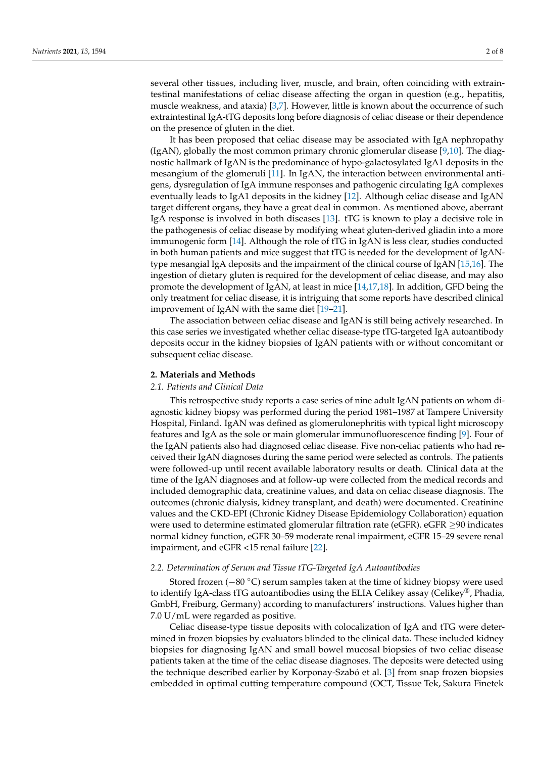several other tissues, including liver, muscle, and brain, often coinciding with extraintestinal manifestations of celiac disease affecting the organ in question (e.g., hepatitis, muscle weakness, and ataxia) [3,7]. However, little is known about the occurrence of such extraintestinal IgA-tTG deposits long before diagnosis of celiac disease or their dependence on the presence of gluten in the diet.

It has been proposed that celiac disease may be associated with IgA nephropathy (IgAN), globally the most common primary chronic glomerular disease [9,10]. The diagnostic hallmark of IgAN is the predominance of hypo-galactosylated IgA1 deposits in the mesangium of the glomeruli [11]. In IgAN, the interaction between environmental antigens, dysregulation of IgA immune responses and pathogenic circulating IgA complexes eventually leads to IgA1 deposits in the kidney [12]. Although celiac disease and IgAN target different organs, they have a great deal in common. As mentioned above, aberrant IgA response is involved in both diseases [13]. tTG is known to play a decisive role in the pathogenesis of celiac disease by modifying wheat gluten-derived gliadin into a more immunogenic form [14]. Although the role of tTG in IgAN is less clear, studies conducted in both human patients and mice suggest that tTG is needed for the development of IgAN-type mesangial IgA deposits and the impairment of the clinical course of IgAN [15,16]. The ingestion of dietary gluten is required for the development of celiac disease, and may also promote the development of IgAN, at least in mice [14,17,18]. In addition, GFD being the only treatment for celiac disease, it is intriguing that some reports have described clinical improvement of IgAN with the same diet [19–21].

The association between celiac disease and IgAN is still being actively researched. In this case series we investigated whether celiac disease-type tTG-targeted IgA autoantibody deposits occur in the kidney biopsies of IgAN patients with or without concomitant or subsequent celiac disease.

## 2. Materials and Methods

### 2.1. Patients and Clinical Data

This retrospective study reports a case series of nine adult IgAN patients on whom diagnostic kidney biopsy was performed during the period 1981–1987 at Tampere University Hospital, Finland. IgAN was defined as glomerulonephritis with typical light microscopy features and IgA as the sole or main glomerular immunofluorescence finding [9]. Four of the IgAN patients also had diagnosed celiac disease. Five non-celiac patients who had received their IgAN diagnoses during the same period were selected as controls. The patients were followed-up until recent available laboratory results or death. Clinical data at the time of the IgAN diagnoses and at follow-up were collected from the medical records and included demographic data, creatinine values, and data on celiac disease diagnosis. The outcomes (chronic dialysis, kidney transplant, and death) were documented. Creatinine values and the CKD-EPI (Chronic Kidney Disease Epidemiology Collaboration) equation were used to determine estimated glomerular filtration rate (eGFR). eGFR $\geq$90 indicates normal kidney function, eGFR 30–59 moderate renal impairment, eGFR 15–29 severe renal impairment, and eGFR <15 renal failure [22].

### 2.2. Determination of Serum and Tissue tTG-Targeted IgA Autoantibodies

Stored frozen ($-80$ °C) serum samples taken at the time of kidney biopsy were used to identify IgA-class tTG autoantibodies using the ELIA Celikey assay (Celikey®, Phadia, GmbH, Freiburg, Germany) according to manufacturers' instructions. Values higher than 7.0 U/mL were regarded as positive.

Celiac disease-type tissue deposits with colocalization of IgA and tTG were determined in frozen biopsies by evaluators blinded to the clinical data. These included kidney biopsies for diagnosing IgAN and small bowel mucosal biopsies of two celiac disease patients taken at the time of the celiac disease diagnoses. The deposits were detected using the technique described earlier by Korponay-Szabó et al. [3] from snap frozen biopsies embedded in optimal cutting temperature compound (OCT, Tissue Tek, Sakura Finetek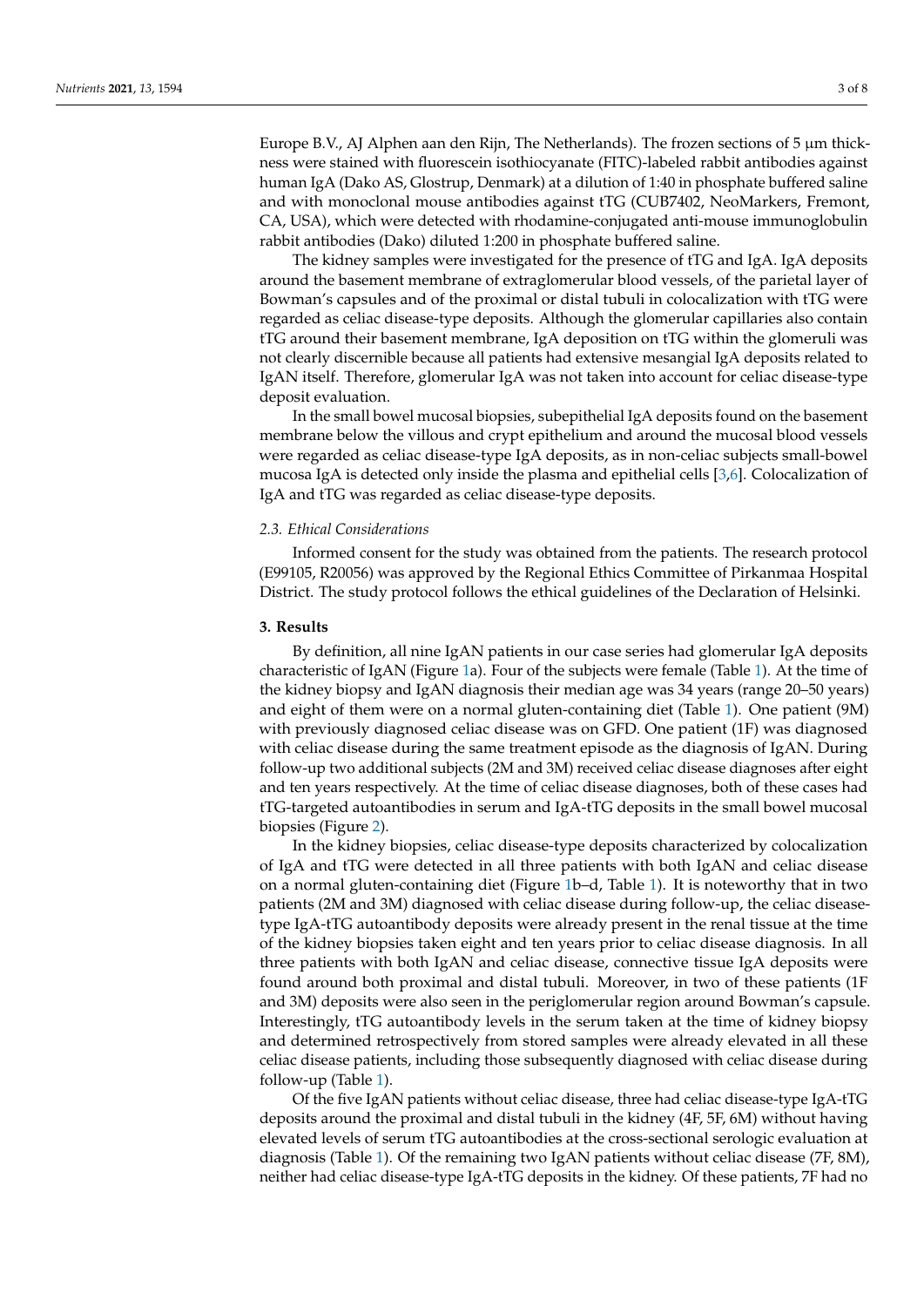Europe B.V., AJ Alphen aan den Rijn, The Netherlands). The frozen sections of 5 μm thickness were stained with fluorescein isothiocyanate (FITC)-labeled rabbit antibodies against human IgA (Dako AS, Glostrup, Denmark) at a dilution of 1:40 in phosphate buffered saline and with monoclonal mouse antibodies against tTG (CUB7402, NeoMarkers, Fremont, CA, USA), which were detected with rhodamine-conjugated anti-mouse immunoglobulin rabbit antibodies (Dako) diluted 1:200 in phosphate buffered saline.

The kidney samples were investigated for the presence of tTG and IgA. IgA deposits around the basement membrane of extraglomerular blood vessels, of the parietal layer of Bowman's capsules and of the proximal or distal tubuli in colocalization with tTG were regarded as celiac disease-type deposits. Although the glomerular capillaries also contain tTG around their basement membrane, IgA deposition on tTG within the glomeruli was not clearly discernible because all patients had extensive mesangial IgA deposits related to IgAN itself. Therefore, glomerular IgA was not taken into account for celiac disease-type deposit evaluation.

In the small bowel mucosal biopsies, subepithelial IgA deposits found on the basement membrane below the villous and crypt epithelium and around the mucosal blood vessels were regarded as celiac disease-type IgA deposits, as in non-celiac subjects small-bowel mucosa IgA is detected only inside the plasma and epithelial cells [3,6]. Colocalization of IgA and tTG was regarded as celiac disease-type deposits.

### 2.3. Ethical Considerations

Informed consent for the study was obtained from the patients. The research protocol (E99105, R20056) was approved by the Regional Ethics Committee of Pirkanmaa Hospital District. The study protocol follows the ethical guidelines of the Declaration of Helsinki.

## 3. Results

By definition, all nine IgAN patients in our case series had glomerular IgA deposits characteristic of IgAN (Figure 1a). Four of the subjects were female (Table 1). At the time of the kidney biopsy and IgAN diagnosis their median age was 34 years (range 20–50 years) and eight of them were on a normal gluten-containing diet (Table 1). One patient (9M) with previously diagnosed celiac disease was on GFD. One patient (1F) was diagnosed with celiac disease during the same treatment episode as the diagnosis of IgAN. During follow-up two additional subjects (2M and 3M) received celiac disease diagnoses after eight and ten years respectively. At the time of celiac disease diagnoses, both of these cases had tTG-targeted autoantibodies in serum and IgA-tTG deposits in the small bowel mucosal biopsies (Figure 2).

In the kidney biopsies, celiac disease-type deposits characterized by colocalization of IgA and tTG were detected in all three patients with both IgAN and celiac disease on a normal gluten-containing diet (Figure 1b–d, Table 1). It is noteworthy that in two patients (2M and 3M) diagnosed with celiac disease during follow-up, the celiac disease-type IgA-tTG autoantibody deposits were already present in the renal tissue at the time of the kidney biopsies taken eight and ten years prior to celiac disease diagnosis. In all three patients with both IgAN and celiac disease, connective tissue IgA deposits were found around both proximal and distal tubuli. Moreover, in two of these patients (1F and 3M) deposits were also seen in the periglomerular region around Bowman's capsule. Interestingly, tTG autoantibody levels in the serum taken at the time of kidney biopsy and determined retrospectively from stored samples were already elevated in all these celiac disease patients, including those subsequently diagnosed with celiac disease during follow-up (Table 1).

Of the five IgAN patients without celiac disease, three had celiac disease-type IgA-tTG deposits around the proximal and distal tubuli in the kidney (4F, 5F, 6M) without having elevated levels of serum tTG autoantibodies at the cross-sectional serologic evaluation at diagnosis (Table 1). Of the remaining two IgAN patients without celiac disease (7F, 8M), neither had celiac disease-type IgA-tTG deposits in the kidney. Of these patients, 7F had no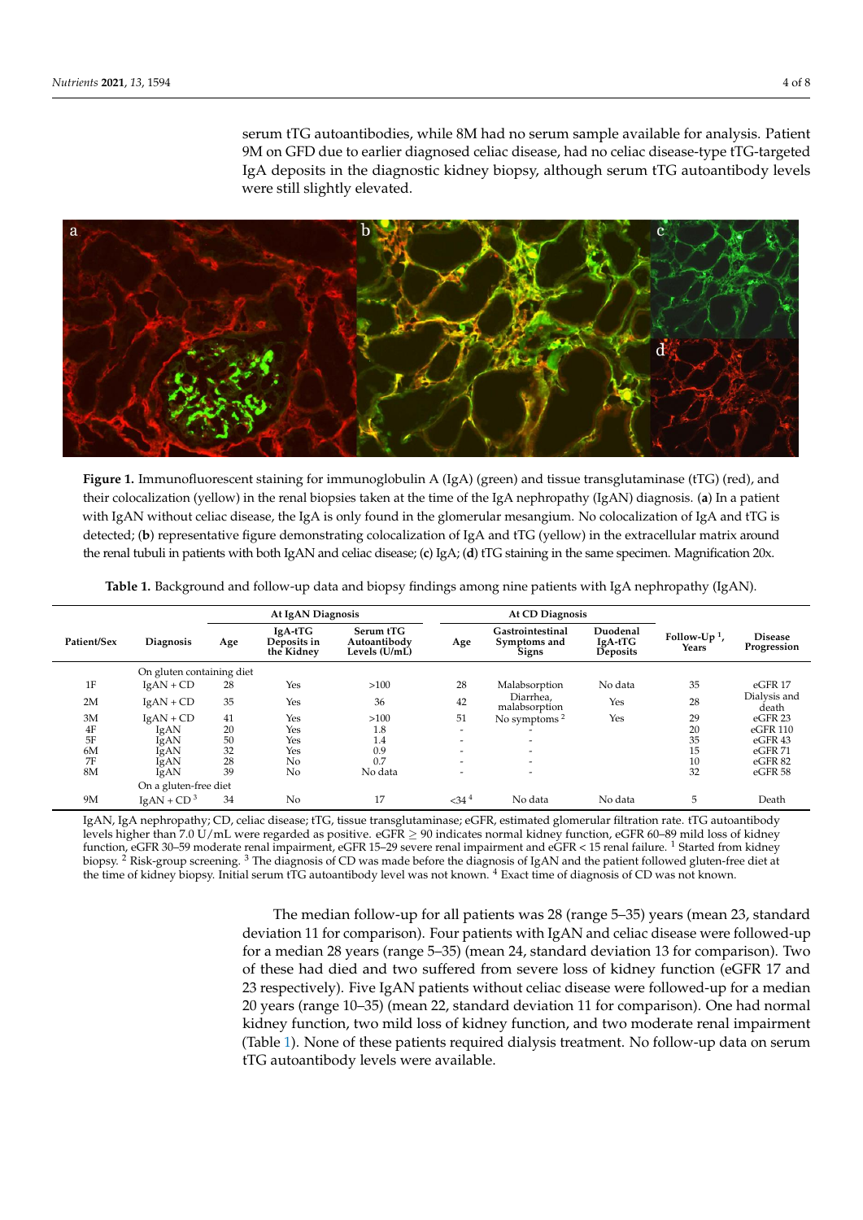serum tTG autoantibodies, while 8M had no serum sample available for analysis. Patient 9M on GFD due to earlier diagnosed celiac disease, had no celiac disease-type tTG-targeted IgA deposits in the diagnostic kidney biopsy, although serum tTG autoantibody levels were still slightly elevated.

**Figure 1.** Immunofluorescent staining for immunoglobulin A (IgA) (green) and tissue transglutaminase (tTG) (red), and their colocalization (yellow) in the renal biopsies taken at the time of the IgA nephropathy (IgAN) diagnosis. (**a**) In a patient with IgAN without celiac disease, the IgA is only found in the glomerular mesangium. No colocalization of IgA and tTG is detected; (**b**) representative figure demonstrating colocalization of IgA and tTG (yellow) in the extracellular matrix around the renal tubuli in patients with both IgAN and celiac disease; (**c**) IgA; (**d**) tTG staining in the same specimen. Magnification 20x.

**Table 1.** Background and follow-up data and biopsy findings among nine patients with IgA nephropathy (IgAN).

| Patient/Sex | Diagnosis | At IgAN Diagnosis | | | At CD Diagnosis | | | Follow-Up [1], Years | Disease Progression |
|---|---|---|---|---|---|---|---|---|---|
| | | Age | IgA-tTG Deposits in the Kidney | Serum tTG Autoantibody Levels (U/mL) | Age | Gastrointestinal Symptoms and Signs | Duodenal IgA-tTG Deposits | | |
| | On gluten containing diet | | | | | | | | |
| 1F | IgAN + CD | 28 | Yes | >100 | 28 | Malabsorption | No data | 35 | eGFR 17 |
| 2M | IgAN + CD | 35 | Yes | 36 | 42 | Diarrhea, malabsorption | Yes | 28 | Dialysis and death |
| 3M | IgAN + CD | 41 | Yes | >100 | 51 | No symptoms [2] | Yes | 29 | eGFR 23 |
| 4F | IgAN | 20 | Yes | 1.8 | - | - | | 20 | eGFR 110 |
| 5F | IgAN | 50 | Yes | 1.4 | - | - | | 35 | eGFR 43 |
| 6M | IgAN | 32 | Yes | 0.9 | - | - | | 15 | eGFR 71 |
| 7F | IgAN | 28 | No | 0.7 | - | - | | 10 | eGFR 82 |
| 8M | IgAN | 39 | No | No data | - | - | | 32 | eGFR 58 |
| | On a gluten-free diet | | | | | | | | |
| 9M | IgAN + CD [3] | 34 | No | 17 | <34 [4] | No data | No data | 5 | Death |

IgAN, IgA nephropathy; CD, celiac disease; tTG, tissue transglutaminase; eGFR, estimated glomerular filtration rate. tTG autoantibody levels higher than 7.0 U/mL were regarded as positive. eGFR ≥ 90 indicates normal kidney function, eGFR 60–89 mild loss of kidney function, eGFR 30–59 moderate renal impairment, eGFR 15–29 severe renal impairment and eGFR < 15 renal failure. [1] Started from kidney biopsy. [2] Risk-group screening. [3] The diagnosis of CD was made before the diagnosis of IgAN and the patient followed gluten-free diet at the time of kidney biopsy. Initial serum tTG autoantibody level was not known. [4] Exact time of diagnosis of CD was not known.

The median follow-up for all patients was 28 (range 5–35) years (mean 23, standard deviation 11 for comparison). Four patients with IgAN and celiac disease were followed-up for a median 28 years (range 5–35) (mean 24, standard deviation 13 for comparison). Two of these had died and two suffered from severe loss of kidney function (eGFR 17 and 23 respectively). Five IgAN patients without celiac disease were followed-up for a median 20 years (range 10–35) (mean 22, standard deviation 11 for comparison). One had normal kidney function, two mild loss of kidney function, and two moderate renal impairment (Table 1). None of these patients required dialysis treatment. No follow-up data on serum tTG autoantibody levels were available.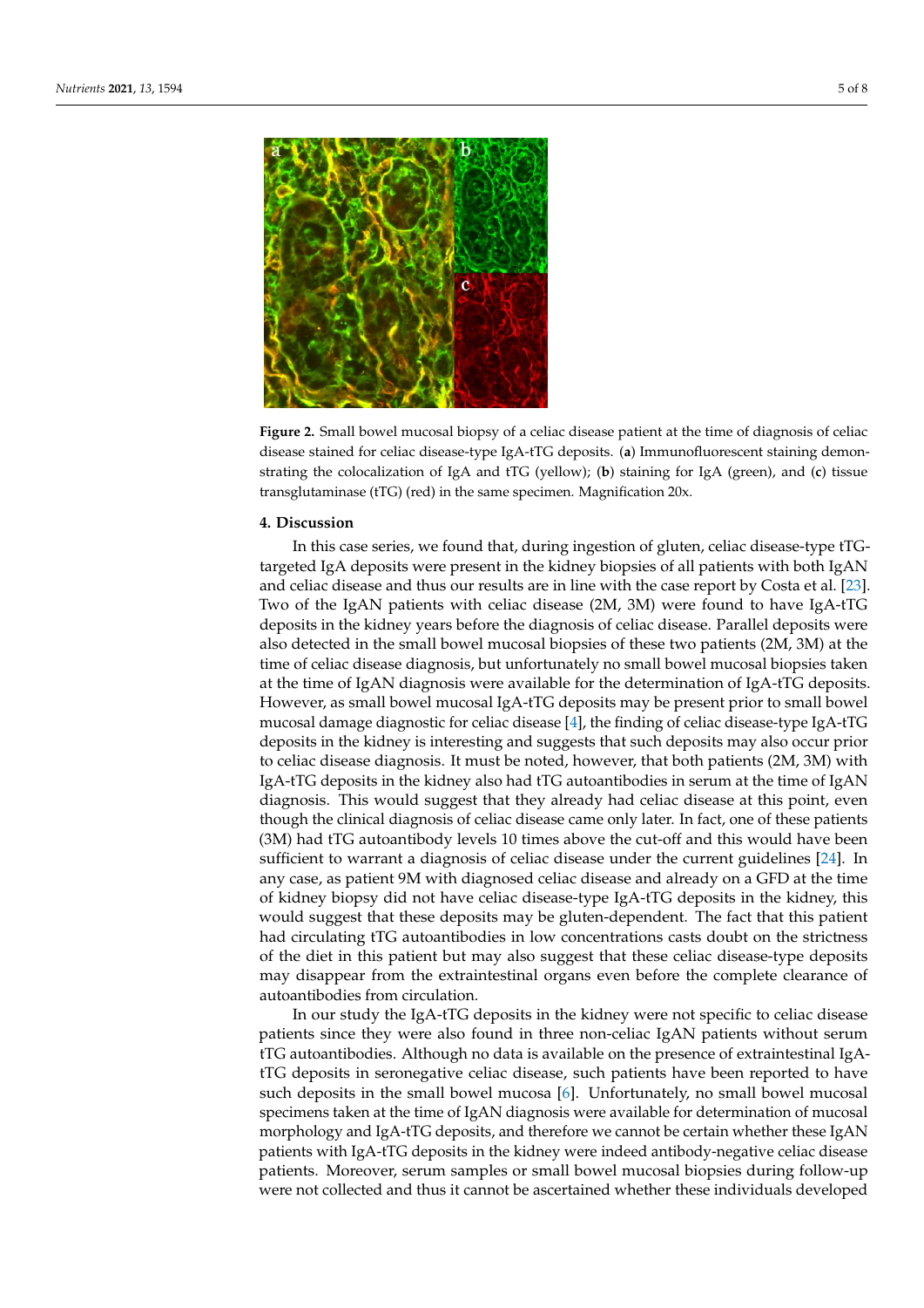**Figure 2.** Small bowel mucosal biopsy of a celiac disease patient at the time of diagnosis of celiac disease stained for celiac disease-type IgA-tTG deposits. (**a**) Immunofluorescent staining demonstrating the colocalization of IgA and tTG (yellow); (**b**) staining for IgA (green), and (**c**) tissue transglutaminase (tTG) (red) in the same specimen. Magnification 20x.

## 4. Discussion

In this case series, we found that, during ingestion of gluten, celiac disease-type tTG-targeted IgA deposits were present in the kidney biopsies of all patients with both IgAN and celiac disease and thus our results are in line with the case report by Costa et al. [23]. Two of the IgAN patients with celiac disease (2M, 3M) were found to have IgA-tTG deposits in the kidney years before the diagnosis of celiac disease. Parallel deposits were also detected in the small bowel mucosal biopsies of these two patients (2M, 3M) at the time of celiac disease diagnosis, but unfortunately no small bowel mucosal biopsies taken at the time of IgAN diagnosis were available for the determination of IgA-tTG deposits. However, as small bowel mucosal IgA-tTG deposits may be present prior to small bowel mucosal damage diagnostic for celiac disease [4], the finding of celiac disease-type IgA-tTG deposits in the kidney is interesting and suggests that such deposits may also occur prior to celiac disease diagnosis. It must be noted, however, that both patients (2M, 3M) with IgA-tTG deposits in the kidney also had tTG autoantibodies in serum at the time of IgAN diagnosis. This would suggest that they already had celiac disease at this point, even though the clinical diagnosis of celiac disease came only later. In fact, one of these patients (3M) had tTG autoantibody levels 10 times above the cut-off and this would have been sufficient to warrant a diagnosis of celiac disease under the current guidelines [24]. In any case, as patient 9M with diagnosed celiac disease and already on a GFD at the time of kidney biopsy did not have celiac disease-type IgA-tTG deposits in the kidney, this would suggest that these deposits may be gluten-dependent. The fact that this patient had circulating tTG autoantibodies in low concentrations casts doubt on the strictness of the diet in this patient but may also suggest that these celiac disease-type deposits may disappear from the extraintestinal organs even before the complete clearance of autoantibodies from circulation.

In our study the IgA-tTG deposits in the kidney were not specific to celiac disease patients since they were also found in three non-celiac IgAN patients without serum tTG autoantibodies. Although no data is available on the presence of extraintestinal IgA-tTG deposits in seronegative celiac disease, such patients have been reported to have such deposits in the small bowel mucosa [6]. Unfortunately, no small bowel mucosal specimens taken at the time of IgAN diagnosis were available for determination of mucosal morphology and IgA-tTG deposits, and therefore we cannot be certain whether these IgAN patients with IgA-tTG deposits in the kidney were indeed antibody-negative celiac disease patients. Moreover, serum samples or small bowel mucosal biopsies during follow-up were not collected and thus it cannot be ascertained whether these individuals developed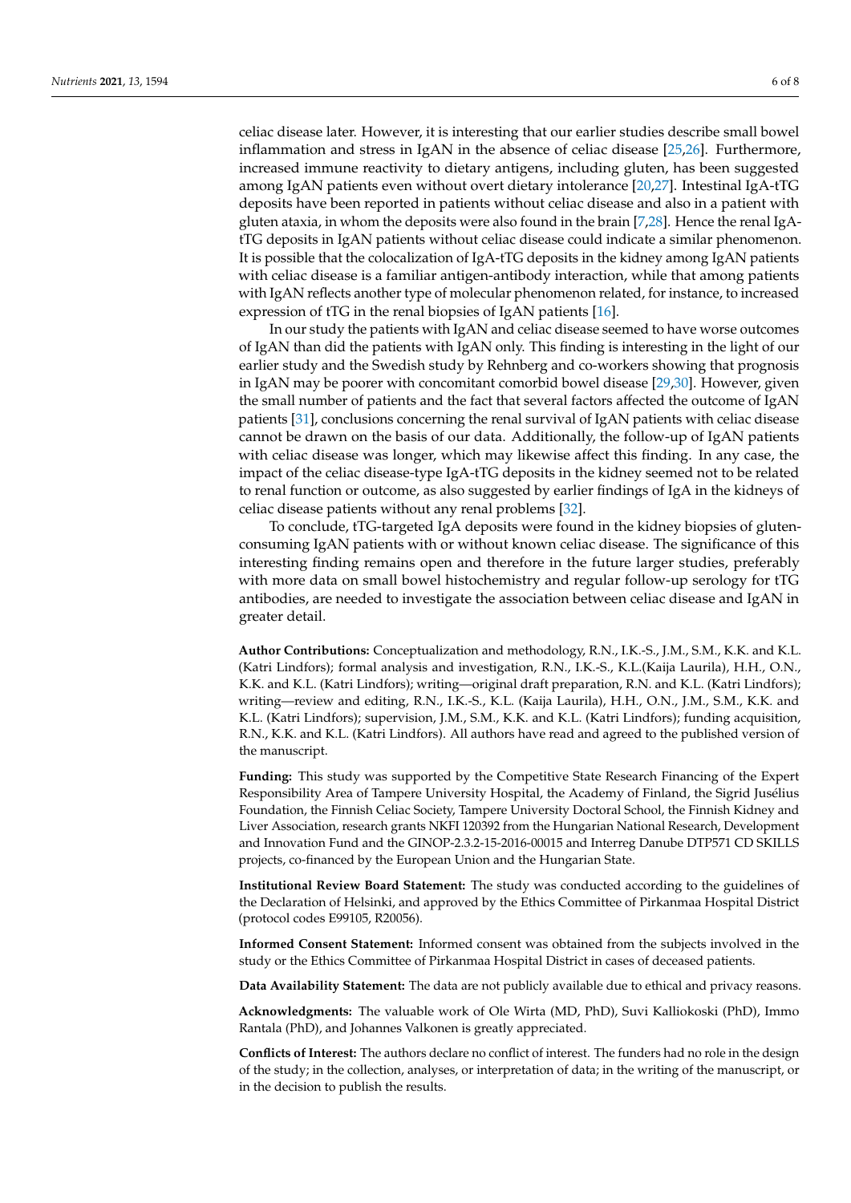celiac disease later. However, it is interesting that our earlier studies describe small bowel inflammation and stress in IgAN in the absence of celiac disease [25,26]. Furthermore, increased immune reactivity to dietary antigens, including gluten, has been suggested among IgAN patients even without overt dietary intolerance [20,27]. Intestinal IgA-tTG deposits have been reported in patients without celiac disease and also in a patient with gluten ataxia, in whom the deposits were also found in the brain [7,28]. Hence the renal IgA-tTG deposits in IgAN patients without celiac disease could indicate a similar phenomenon. It is possible that the colocalization of IgA-tTG deposits in the kidney among IgAN patients with celiac disease is a familiar antigen-antibody interaction, while that among patients with IgAN reflects another type of molecular phenomenon related, for instance, to increased expression of tTG in the renal biopsies of IgAN patients [16].

In our study the patients with IgAN and celiac disease seemed to have worse outcomes of IgAN than did the patients with IgAN only. This finding is interesting in the light of our earlier study and the Swedish study by Rehnberg and co-workers showing that prognosis in IgAN may be poorer with concomitant comorbid bowel disease [29,30]. However, given the small number of patients and the fact that several factors affected the outcome of IgAN patients [31], conclusions concerning the renal survival of IgAN patients with celiac disease cannot be drawn on the basis of our data. Additionally, the follow-up of IgAN patients with celiac disease was longer, which may likewise affect this finding. In any case, the impact of the celiac disease-type IgA-tTG deposits in the kidney seemed not to be related to renal function or outcome, as also suggested by earlier findings of IgA in the kidneys of celiac disease patients without any renal problems [32].

To conclude, tTG-targeted IgA deposits were found in the kidney biopsies of gluten-consuming IgAN patients with or without known celiac disease. The significance of this interesting finding remains open and therefore in the future larger studies, preferably with more data on small bowel histochemistry and regular follow-up serology for tTG antibodies, are needed to investigate the association between celiac disease and IgAN in greater detail.

**Author Contributions:** Conceptualization and methodology, R.N., I.K.-S., J.M., S.M., K.K. and K.L. (Katri Lindfors); formal analysis and investigation, R.N., I.K.-S., K.L.(Kaija Laurila), H.H., O.N., K.K. and K.L. (Katri Lindfors); writing—original draft preparation, R.N. and K.L. (Katri Lindfors); writing—review and editing, R.N., I.K.-S., K.L. (Kaija Laurila), H.H., O.N., J.M., S.M., K.K. and K.L. (Katri Lindfors); supervision, J.M., S.M., K.K. and K.L. (Katri Lindfors); funding acquisition, R.N., K.K. and K.L. (Katri Lindfors). All authors have read and agreed to the published version of the manuscript.

**Funding:** This study was supported by the Competitive State Research Financing of the Expert Responsibility Area of Tampere University Hospital, the Academy of Finland, the Sigrid Jusélius Foundation, the Finnish Celiac Society, Tampere University Doctoral School, the Finnish Kidney and Liver Association, research grants NKFI 120392 from the Hungarian National Research, Development and Innovation Fund and the GINOP-2.3.2-15-2016-00015 and Interreg Danube DTP571 CD SKILLS projects, co-financed by the European Union and the Hungarian State.

**Institutional Review Board Statement:** The study was conducted according to the guidelines of the Declaration of Helsinki, and approved by the Ethics Committee of Pirkanmaa Hospital District (protocol codes E99105, R20056).

**Informed Consent Statement:** Informed consent was obtained from the subjects involved in the study or the Ethics Committee of Pirkanmaa Hospital District in cases of deceased patients.

**Data Availability Statement:** The data are not publicly available due to ethical and privacy reasons.

**Acknowledgments:** The valuable work of Ole Wirta (MD, PhD), Suvi Kalliokoski (PhD), Immo Rantala (PhD), and Johannes Valkonen is greatly appreciated.

**Conflicts of Interest:** The authors declare no conflict of interest. The funders had no role in the design of the study; in the collection, analyses, or interpretation of data; in the writing of the manuscript, or in the decision to publish the results.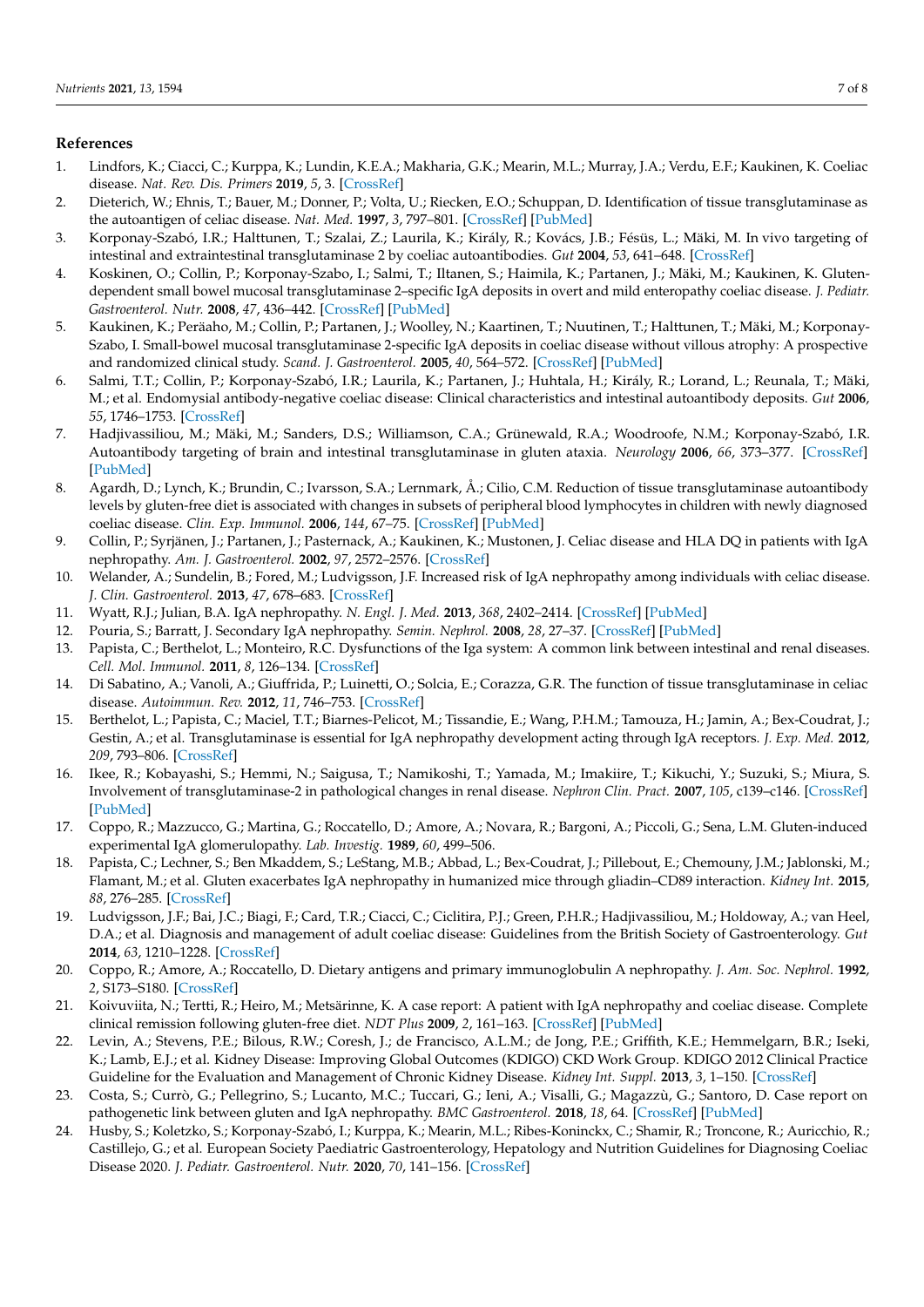## References

1. Lindfors, K.; Ciacci, C.; Kurppa, K.; Lundin, K.E.A.; Makharia, G.K.; Mearin, M.L.; Murray, J.A.; Verdu, E.F.; Kaukinen, K. Coeliac disease. *Nat. Rev. Dis. Primers* **2019**, *5*, 3. [CrossRef]
2. Dieterich, W.; Ehnis, T.; Bauer, M.; Donner, P.; Volta, U.; Riecken, E.O.; Schuppan, D. Identification of tissue transglutaminase as the autoantigen of celiac disease. *Nat. Med.* **1997**, *3*, 797–801. [CrossRef] [PubMed]
3. Korponay-Szabó, I.R.; Halttunen, T.; Szalai, Z.; Laurila, K.; Király, R.; Kovács, J.B.; Fésüs, L.; Mäki, M. In vivo targeting of intestinal and extraintestinal transglutaminase 2 by coeliac autoantibodies. *Gut* **2004**, *53*, 641–648. [CrossRef]
4. Koskinen, O.; Collin, P.; Korponay-Szabo, I.; Salmi, T.; Iltanen, S.; Haimila, K.; Partanen, J.; Mäki, M.; Kaukinen, K. Gluten-dependent small bowel mucosal transglutaminase 2–specific IgA deposits in overt and mild enteropathy coeliac disease. *J. Pediatr. Gastroenterol. Nutr.* **2008**, *47*, 436–442. [CrossRef] [PubMed]
5. Kaukinen, K.; Peräaho, M.; Collin, P.; Partanen, J.; Woolley, N.; Kaartinen, T.; Nuutinen, T.; Halttunen, T.; Mäki, M.; Korponay-Szabo, I. Small-bowel mucosal transglutaminase 2-specific IgA deposits in coeliac disease without villous atrophy: A prospective and randomized clinical study. *Scand. J. Gastroenterol.* **2005**, *40*, 564–572. [CrossRef] [PubMed]
6. Salmi, T.T.; Collin, P.; Korponay-Szabó, I.R.; Laurila, K.; Partanen, J.; Huhtala, H.; Király, R.; Lorand, L.; Reunala, T.; Mäki, M.; et al. Endomysial antibody-negative coeliac disease: Clinical characteristics and intestinal autoantibody deposits. *Gut* **2006**, *55*, 1746–1753. [CrossRef]
7. Hadjivassiliou, M.; Mäki, M.; Sanders, D.S.; Williamson, C.A.; Grünewald, R.A.; Woodroofe, N.M.; Korponay-Szabó, I.R. Autoantibody targeting of brain and intestinal transglutaminase in gluten ataxia. *Neurology* **2006**, *66*, 373–377. [CrossRef] [PubMed]
8. Agardh, D.; Lynch, K.; Brundin, C.; Ivarsson, S.A.; Lernmark, Å.; Cilio, C.M. Reduction of tissue transglutaminase autoantibody levels by gluten-free diet is associated with changes in subsets of peripheral blood lymphocytes in children with newly diagnosed coeliac disease. *Clin. Exp. Immunol.* **2006**, *144*, 67–75. [CrossRef] [PubMed]
9. Collin, P.; Syrjänen, J.; Partanen, J.; Pasternack, A.; Kaukinen, K.; Mustonen, J. Celiac disease and HLA DQ in patients with IgA nephropathy. *Am. J. Gastroenterol.* **2002**, *97*, 2572–2576. [CrossRef]
10. Welander, A.; Sundelin, B.; Fored, M.; Ludvigsson, J.F. Increased risk of IgA nephropathy among individuals with celiac disease. *J. Clin. Gastroenterol.* **2013**, *47*, 678–683. [CrossRef]
11. Wyatt, R.J.; Julian, B.A. IgA nephropathy. *N. Engl. J. Med.* **2013**, *368*, 2402–2414. [CrossRef] [PubMed]
12. Pouria, S.; Barratt, J. Secondary IgA nephropathy. *Semin. Nephrol.* **2008**, *28*, 27–37. [CrossRef] [PubMed]
13. Papista, C.; Berthelot, L.; Monteiro, R.C. Dysfunctions of the Iga system: A common link between intestinal and renal diseases. *Cell. Mol. Immunol.* **2011**, *8*, 126–134. [CrossRef]
14. Di Sabatino, A.; Vanoli, A.; Giuffrida, P.; Luinetti, O.; Solcia, E.; Corazza, G.R. The function of tissue transglutaminase in celiac disease. *Autoimmun. Rev.* **2012**, *11*, 746–753. [CrossRef]
15. Berthelot, L.; Papista, C.; Maciel, T.T.; Biarnes-Pelicot, M.; Tissandie, E.; Wang, P.H.M.; Tamouza, H.; Jamin, A.; Bex-Coudrat, J.; Gestin, A.; et al. Transglutaminase is essential for IgA nephropathy development acting through IgA receptors. *J. Exp. Med.* **2012**, *209*, 793–806. [CrossRef]
16. Ikee, R.; Kobayashi, S.; Hemmi, N.; Saigusa, T.; Namikoshi, T.; Yamada, M.; Imakiire, T.; Kikuchi, Y.; Suzuki, S.; Miura, S. Involvement of transglutaminase-2 in pathological changes in renal disease. *Nephron Clin. Pract.* **2007**, *105*, c139–c146. [CrossRef] [PubMed]
17. Coppo, R.; Mazzucco, G.; Martina, G.; Roccatello, D.; Amore, A.; Novara, R.; Bargoni, A.; Piccoli, G.; Sena, L.M. Gluten-induced experimental IgA glomerulopathy. *Lab. Investig.* **1989**, *60*, 499–506.
18. Papista, C.; Lechner, S.; Ben Mkaddem, S.; LeStang, M.B.; Abbad, L.; Bex-Coudrat, J.; Pillebout, E.; Chemouny, J.M.; Jablonski, M.; Flamant, M.; et al. Gluten exacerbates IgA nephropathy in humanized mice through gliadin–CD89 interaction. *Kidney Int.* **2015**, *88*, 276–285. [CrossRef]
19. Ludvigsson, J.F.; Bai, J.C.; Biagi, F.; Card, T.R.; Ciacci, C.; Ciclitira, P.J.; Green, P.H.R.; Hadjivassiliou, M.; Holdoway, A.; van Heel, D.A.; et al. Diagnosis and management of adult coeliac disease: Guidelines from the British Society of Gastroenterology. *Gut* **2014**, *63*, 1210–1228. [CrossRef]
20. Coppo, R.; Amore, A.; Roccatello, D. Dietary antigens and primary immunoglobulin A nephropathy. *J. Am. Soc. Nephrol.* **1992**, *2*, S173–S180. [CrossRef]
21. Koivuviita, N.; Tertti, R.; Heiro, M.; Metsärinne, K. A case report: A patient with IgA nephropathy and coeliac disease. Complete clinical remission following gluten-free diet. *NDT Plus* **2009**, *2*, 161–163. [CrossRef] [PubMed]
22. Levin, A.; Stevens, P.E.; Bilous, R.W.; Coresh, J.; de Francisco, A.L.M.; de Jong, P.E.; Griffith, K.E.; Hemmelgarn, B.R.; Iseki, K.; Lamb, E.J.; et al. Kidney Disease: Improving Global Outcomes (KDIGO) CKD Work Group. KDIGO 2012 Clinical Practice Guideline for the Evaluation and Management of Chronic Kidney Disease. *Kidney Int. Suppl.* **2013**, *3*, 1–150. [CrossRef]
23. Costa, S.; Currò, G.; Pellegrino, S.; Lucanto, M.C.; Tuccari, G.; Ieni, A.; Visalli, G.; Magazzù, G.; Santoro, D. Case report on pathogenetic link between gluten and IgA nephropathy. *BMC Gastroenterol.* **2018**, *18*, 64. [CrossRef] [PubMed]
24. Husby, S.; Koletzko, S.; Korponay-Szabó, I.; Kurppa, K.; Mearin, M.L.; Ribes-Koninckx, C.; Shamir, R.; Troncone, R.; Auricchio, R.; Castillejo, G.; et al. European Society Paediatric Gastroenterology, Hepatology and Nutrition Guidelines for Diagnosing Coeliac Disease 2020. *J. Pediatr. Gastroenterol. Nutr.* **2020**, *70*, 141–156. [CrossRef]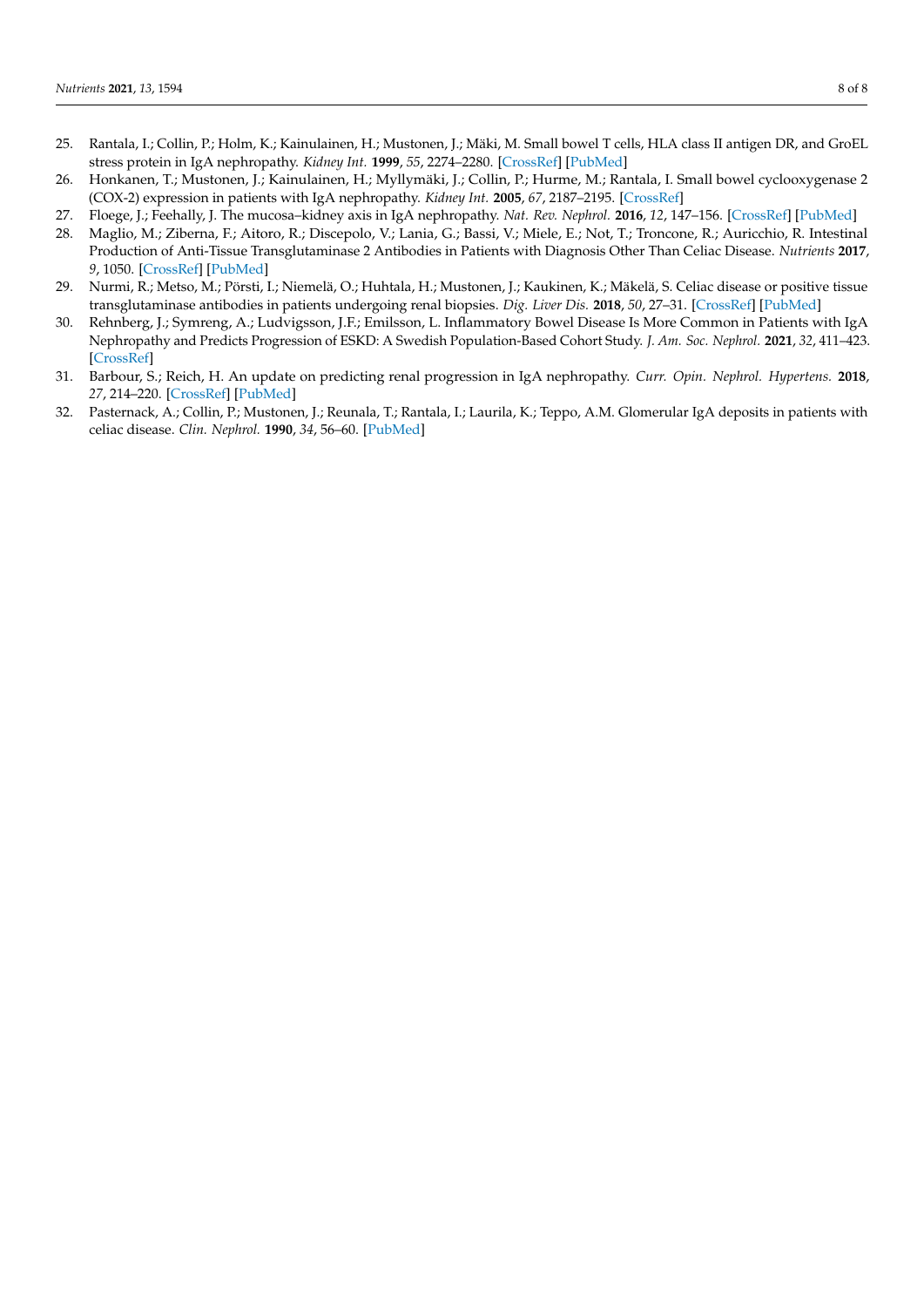25. Rantala, I.; Collin, P.; Holm, K.; Kainulainen, H.; Mustonen, J.; Mäki, M. Small bowel T cells, HLA class II antigen DR, and GroEL stress protein in IgA nephropathy. *Kidney Int.* **1999**, *55*, 2274–2280. [CrossRef] [PubMed]
26. Honkanen, T.; Mustonen, J.; Kainulainen, H.; Myllymäki, J.; Collin, P.; Hurme, M.; Rantala, I. Small bowel cyclooxygenase 2 (COX-2) expression in patients with IgA nephropathy. *Kidney Int.* **2005**, *67*, 2187–2195. [CrossRef]
27. Floege, J.; Feehally, J. The mucosa–kidney axis in IgA nephropathy. *Nat. Rev. Nephrol.* **2016**, *12*, 147–156. [CrossRef] [PubMed]
28. Maglio, M.; Ziberna, F.; Aitoro, R.; Discepolo, V.; Lania, G.; Bassi, V.; Miele, E.; Not, T.; Troncone, R.; Auricchio, R. Intestinal Production of Anti-Tissue Transglutaminase 2 Antibodies in Patients with Diagnosis Other Than Celiac Disease. *Nutrients* **2017**, *9*, 1050. [CrossRef] [PubMed]
29. Nurmi, R.; Metso, M.; Pörsti, I.; Niemelä, O.; Huhtala, H.; Mustonen, J.; Kaukinen, K.; Mäkelä, S. Celiac disease or positive tissue transglutaminase antibodies in patients undergoing renal biopsies. *Dig. Liver Dis.* **2018**, *50*, 27–31. [CrossRef] [PubMed]
30. Rehnberg, J.; Symreng, A.; Ludvigsson, J.F.; Emilsson, L. Inflammatory Bowel Disease Is More Common in Patients with IgA Nephropathy and Predicts Progression of ESKD: A Swedish Population-Based Cohort Study. *J. Am. Soc. Nephrol.* **2021**, *32*, 411–423. [CrossRef]
31. Barbour, S.; Reich, H. An update on predicting renal progression in IgA nephropathy. *Curr. Opin. Nephrol. Hypertens.* **2018**, *27*, 214–220. [CrossRef] [PubMed]
32. Pasternack, A.; Collin, P.; Mustonen, J.; Reunala, T.; Rantala, I.; Laurila, K.; Teppo, A.M. Glomerular IgA deposits in patients with celiac disease. *Clin. Nephrol.* **1990**, *34*, 56–60. [PubMed]